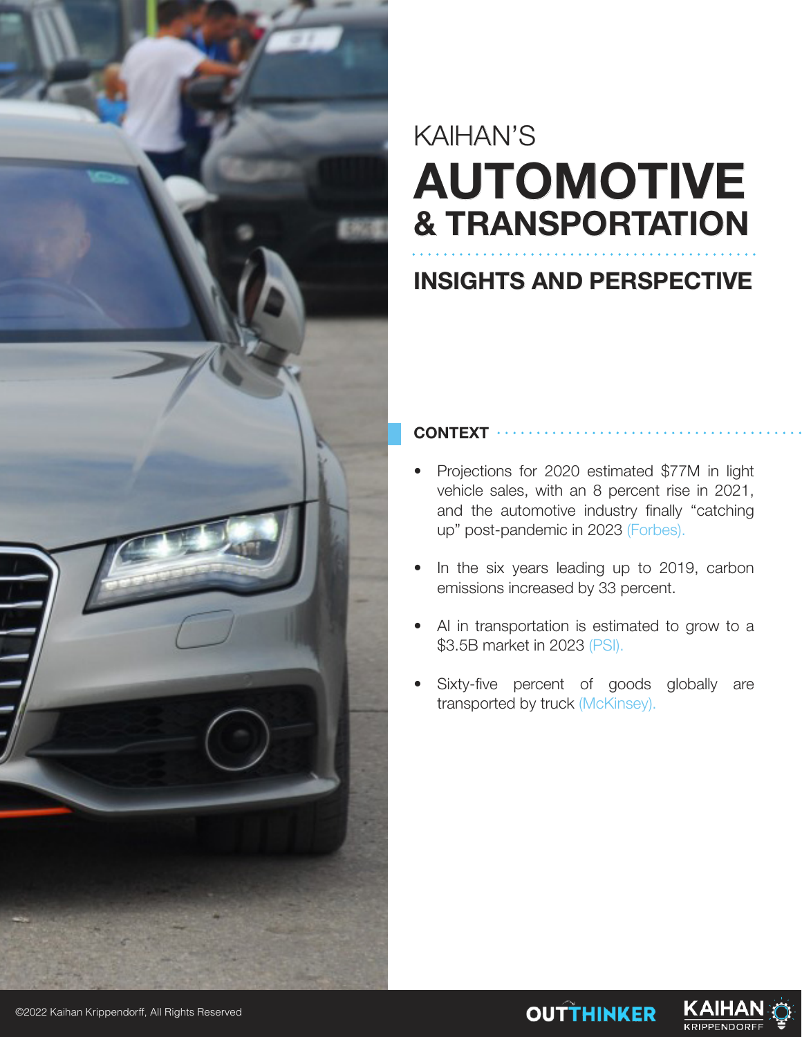KAIHAN'S

# AUTOMOTIVE & TRANSPORTATION

## INSIGHTS AND PERSPECTIVE

### CONTEXT

- Projections for 2020 estimated $77M in light vehicle sales, with an 8 percent rise in 2021, and the automotive industry finally "catching up" post-pandemic in 2023 (Forbes).
- In the six years leading up to 2019, carbon emissions increased by 33 percent.
- AI in transportation is estimated to grow to a $3.5B market in 2023 (PSI).
- Sixty-five percent of goods globally are transported by truck (McKinsey).

©2022 Kaihan Krippendorff, All Rights Reserved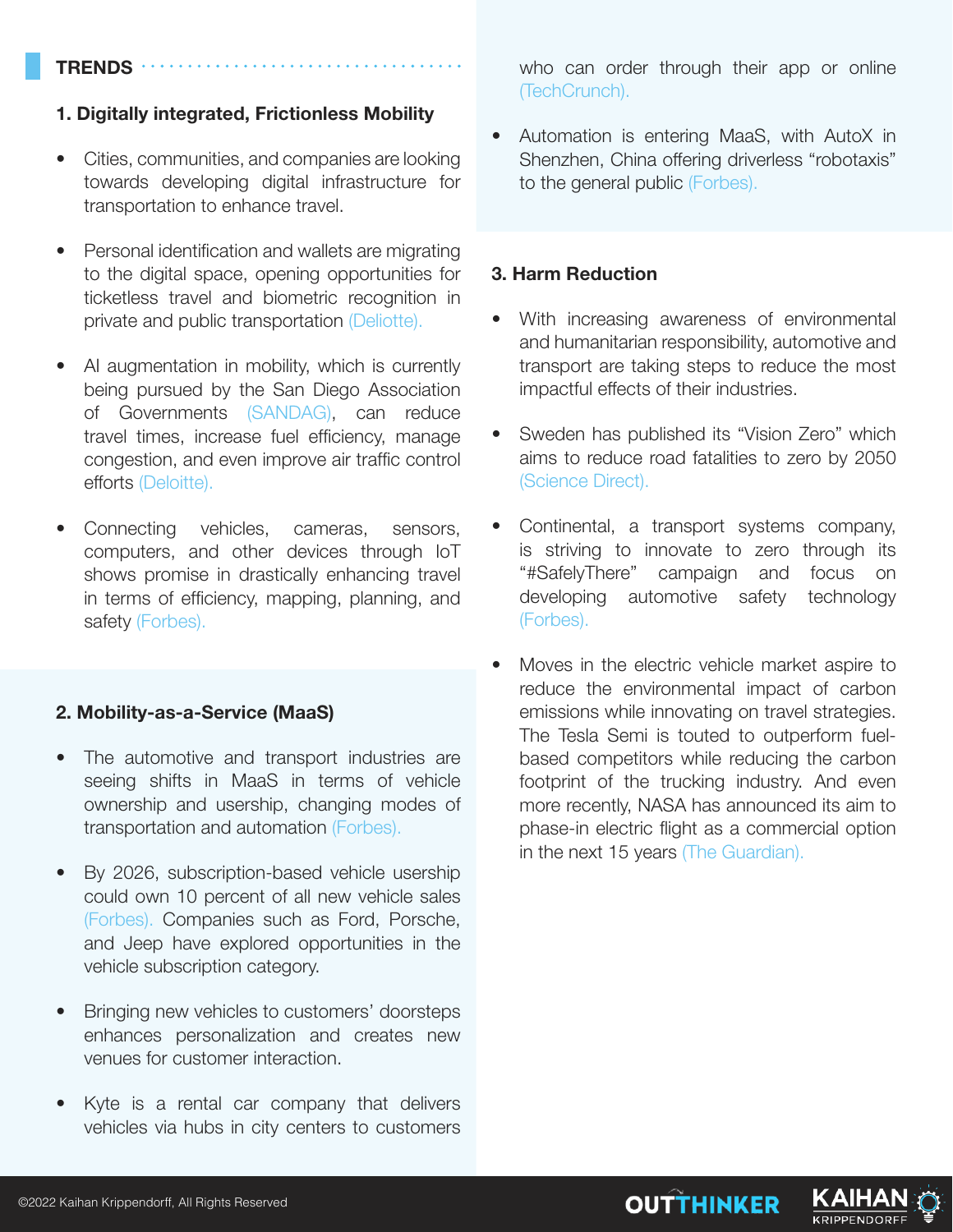## TRENDS

### 1. Digitally integrated, Frictionless Mobility

- Cities, communities, and companies are looking towards developing digital infrastructure for transportation to enhance travel.
- Personal identification and wallets are migrating to the digital space, opening opportunities for ticketless travel and biometric recognition in private and public transportation (Deliotte).
- AI augmentation in mobility, which is currently being pursued by the San Diego Association of Governments (SANDAG), can reduce travel times, increase fuel efficiency, manage congestion, and even improve air traffic control efforts (Deloitte).
- Connecting vehicles, cameras, sensors, computers, and other devices through IoT shows promise in drastically enhancing travel in terms of efficiency, mapping, planning, and safety (Forbes).

### 2. Mobility-as-a-Service (MaaS)

- The automotive and transport industries are seeing shifts in MaaS in terms of vehicle ownership and usership, changing modes of transportation and automation (Forbes).
- By 2026, subscription-based vehicle usership could own 10 percent of all new vehicle sales (Forbes). Companies such as Ford, Porsche, and Jeep have explored opportunities in the vehicle subscription category.
- Bringing new vehicles to customers' doorsteps enhances personalization and creates new venues for customer interaction.
- Kyte is a rental car company that delivers vehicles via hubs in city centers to customers who can order through their app or online (TechCrunch).
- Automation is entering MaaS, with AutoX in Shenzhen, China offering driverless "robotaxis" to the general public (Forbes).

### 3. Harm Reduction

- With increasing awareness of environmental and humanitarian responsibility, automotive and transport are taking steps to reduce the most impactful effects of their industries.
- Sweden has published its "Vision Zero" which aims to reduce road fatalities to zero by 2050 (Science Direct).
- Continental, a transport systems company, is striving to innovate to zero through its "#SafelyThere" campaign and focus on developing automotive safety technology (Forbes).
- Moves in the electric vehicle market aspire to reduce the environmental impact of carbon emissions while innovating on travel strategies. The Tesla Semi is touted to outperform fuel-based competitors while reducing the carbon footprint of the trucking industry. And even more recently, NASA has announced its aim to phase-in electric flight as a commercial option in the next 15 years (The Guardian).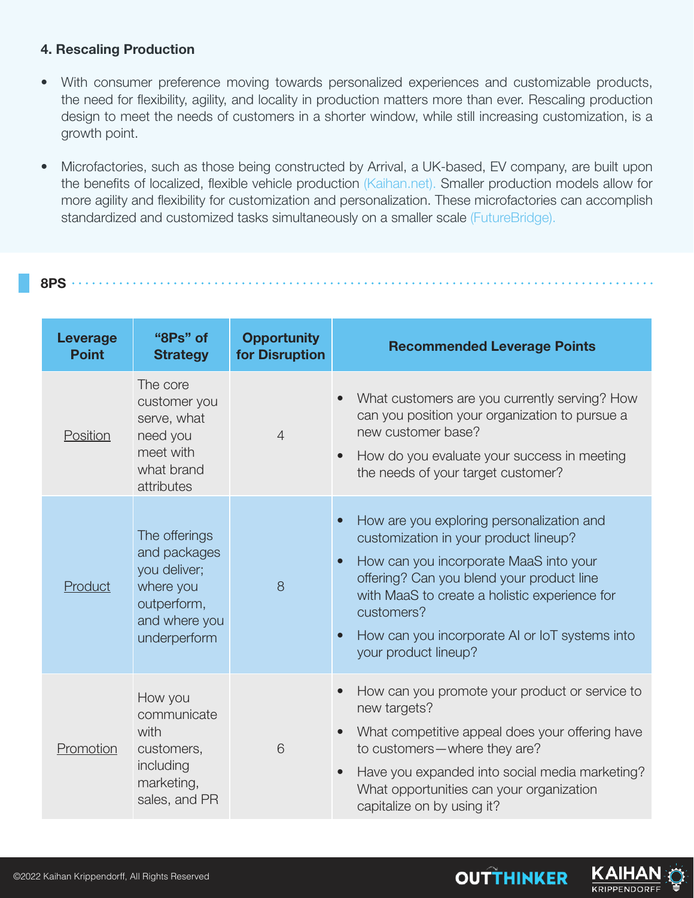### 4. Rescaling Production

- With consumer preference moving towards personalized experiences and customizable products, the need for flexibility, agility, and locality in production matters more than ever. Rescaling production design to meet the needs of customers in a shorter window, while still increasing customization, is a growth point.
- Microfactories, such as those being constructed by Arrival, a UK-based, EV company, are built upon the benefits of localized, flexible vehicle production (Kaihan.net). Smaller production models allow for more agility and flexibility for customization and personalization. These microfactories can accomplish standardized and customized tasks simultaneously on a smaller scale (FutureBridge).

## 8PS

| Leverage Point | "8Ps" of Strategy | Opportunity for Disruption | Recommended Leverage Points |
|---|---|---|---|
| Position | The core customer you serve, what need you meet with what brand attributes | 4 | • What customers are you currently serving? How can you position your organization to pursue a new customer base?<br>• How do you evaluate your success in meeting the needs of your target customer? |
| Product | The offerings and packages you deliver; where you outperform, and where you underperform | 8 | • How are you exploring personalization and customization in your product lineup?<br>• How can you incorporate MaaS into your offering? Can you blend your product line with MaaS to create a holistic experience for customers?<br>• How can you incorporate AI or IoT systems into your product lineup? |
| Promotion | How you communicate with customers, including marketing, sales, and PR | 6 | • How can you promote your product or service to new targets?<br>• What competitive appeal does your offering have to customers—where they are?<br>• Have you expanded into social media marketing? What opportunities can your organization capitalize on by using it? |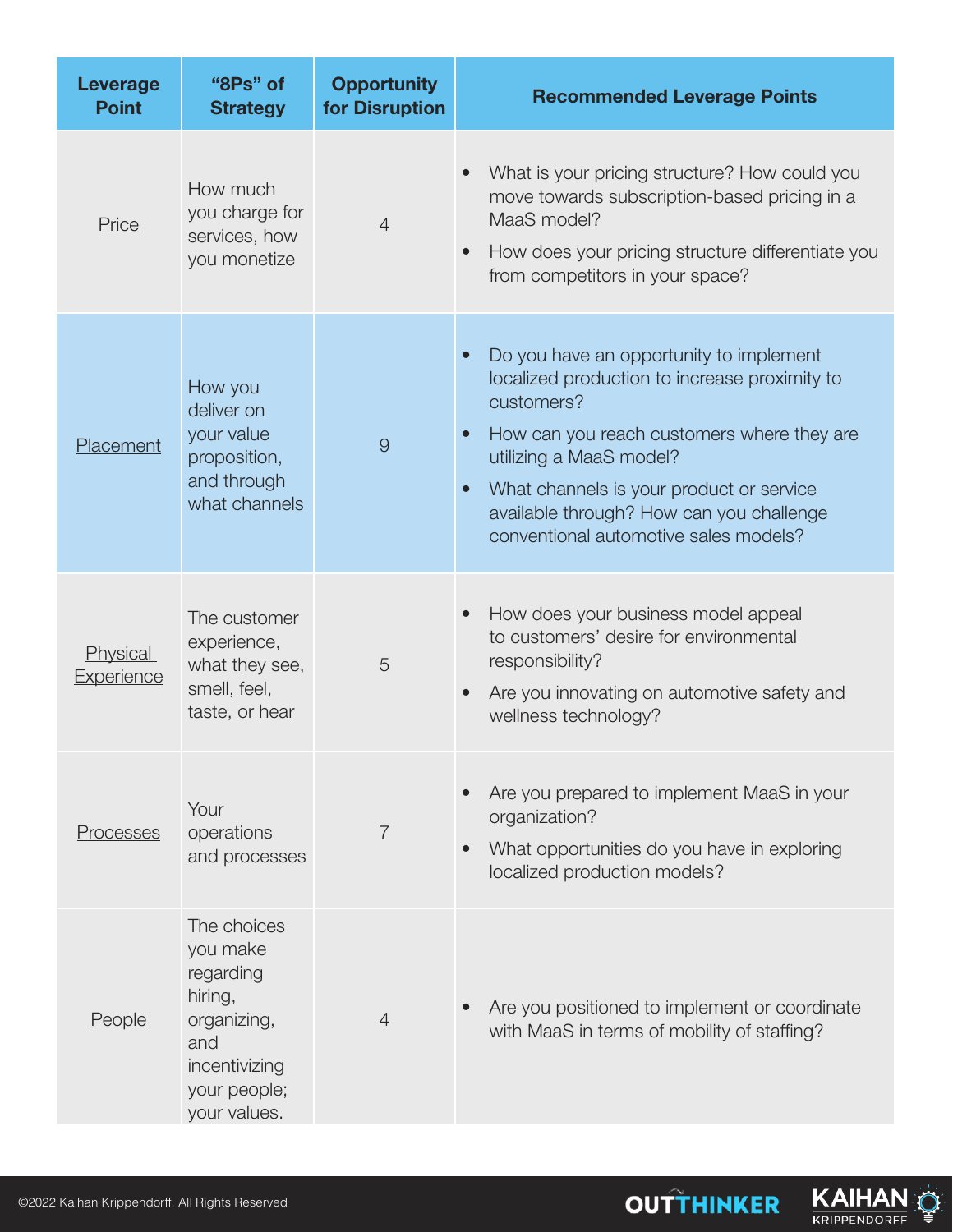| Leverage Point | "8Ps" of Strategy | Opportunity for Disruption | Recommended Leverage Points |
|---|---|---|---|
| Price | How much you charge for services, how you monetize | 4 | • What is your pricing structure? How could you move towards subscription-based pricing in a MaaS model?<br>• How does your pricing structure differentiate you from competitors in your space? |
| Placement | How you deliver on your value proposition, and through what channels | 9 | • Do you have an opportunity to implement localized production to increase proximity to customers?<br>• How can you reach customers where they are utilizing a MaaS model?<br>• What channels is your product or service available through? How can you challenge conventional automotive sales models? |
| Physical Experience | The customer experience, what they see, smell, feel, taste, or hear | 5 | • How does your business model appeal to customers' desire for environmental responsibility?<br>• Are you innovating on automotive safety and wellness technology? |
| Processes | Your operations and processes | 7 | • Are you prepared to implement MaaS in your organization?<br>• What opportunities do you have in exploring localized production models? |
| People | The choices you make regarding hiring, organizing, and incentivizing your people; your values. | 4 | • Are you positioned to implement or coordinate with MaaS in terms of mobility of staffing? |

©2022 Kaihan Krippendorff, All Rights Reserved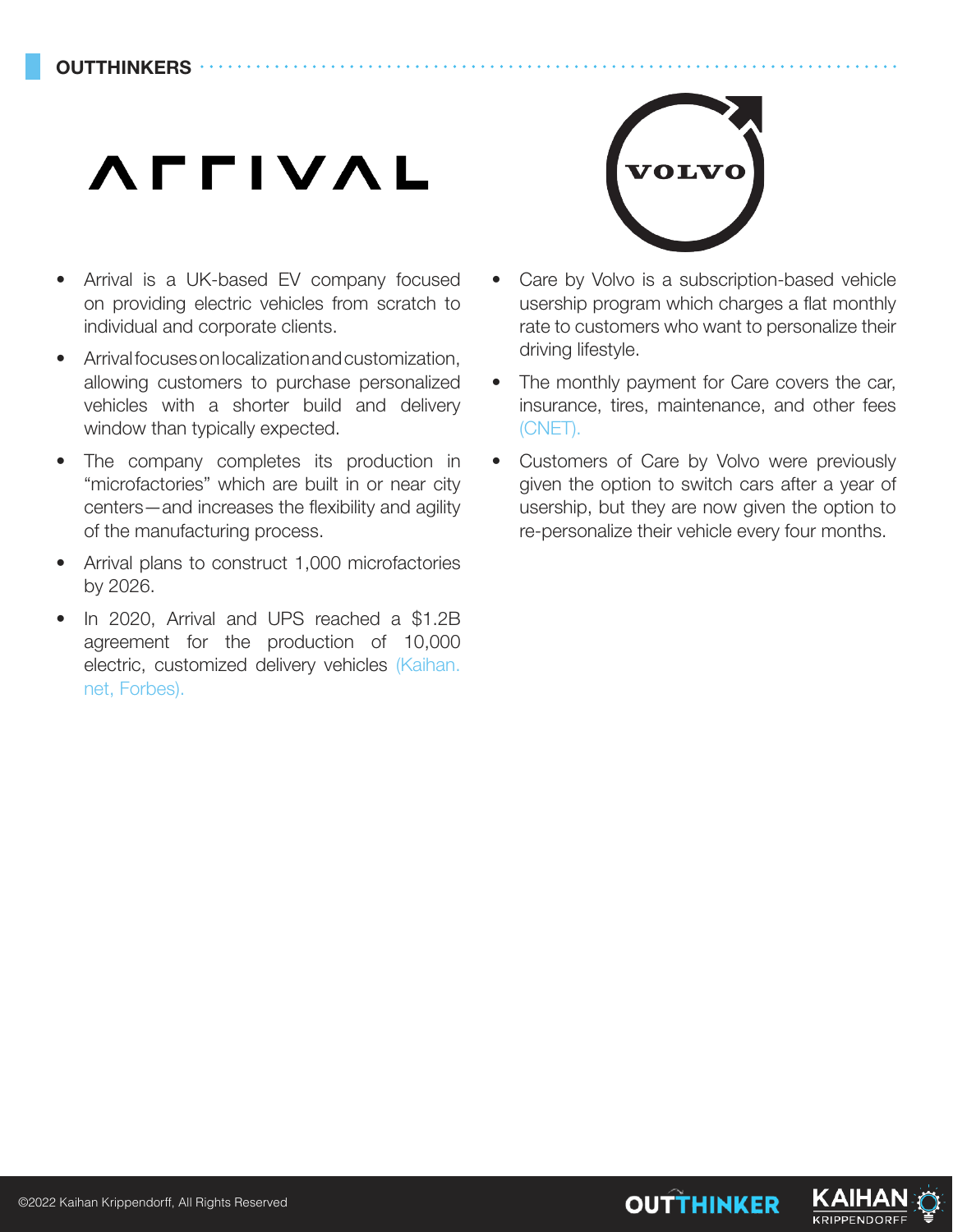## OUTTHINKERS

### ARRIVAL

- Arrival is a UK-based EV company focused on providing electric vehicles from scratch to individual and corporate clients.
- Arrival focuses on localization and customization, allowing customers to purchase personalized vehicles with a shorter build and delivery window than typically expected.
- The company completes its production in "microfactories" which are built in or near city centers—and increases the flexibility and agility of the manufacturing process.
- Arrival plans to construct 1,000 microfactories by 2026.
- In 2020, Arrival and UPS reached a $1.2B agreement for the production of 10,000 electric, customized delivery vehicles (Kaihan.net, Forbes).

### VOLVO

- Care by Volvo is a subscription-based vehicle usership program which charges a flat monthly rate to customers who want to personalize their driving lifestyle.
- The monthly payment for Care covers the car, insurance, tires, maintenance, and other fees (CNET).
- Customers of Care by Volvo were previously given the option to switch cars after a year of usership, but they are now given the option to re-personalize their vehicle every four months.